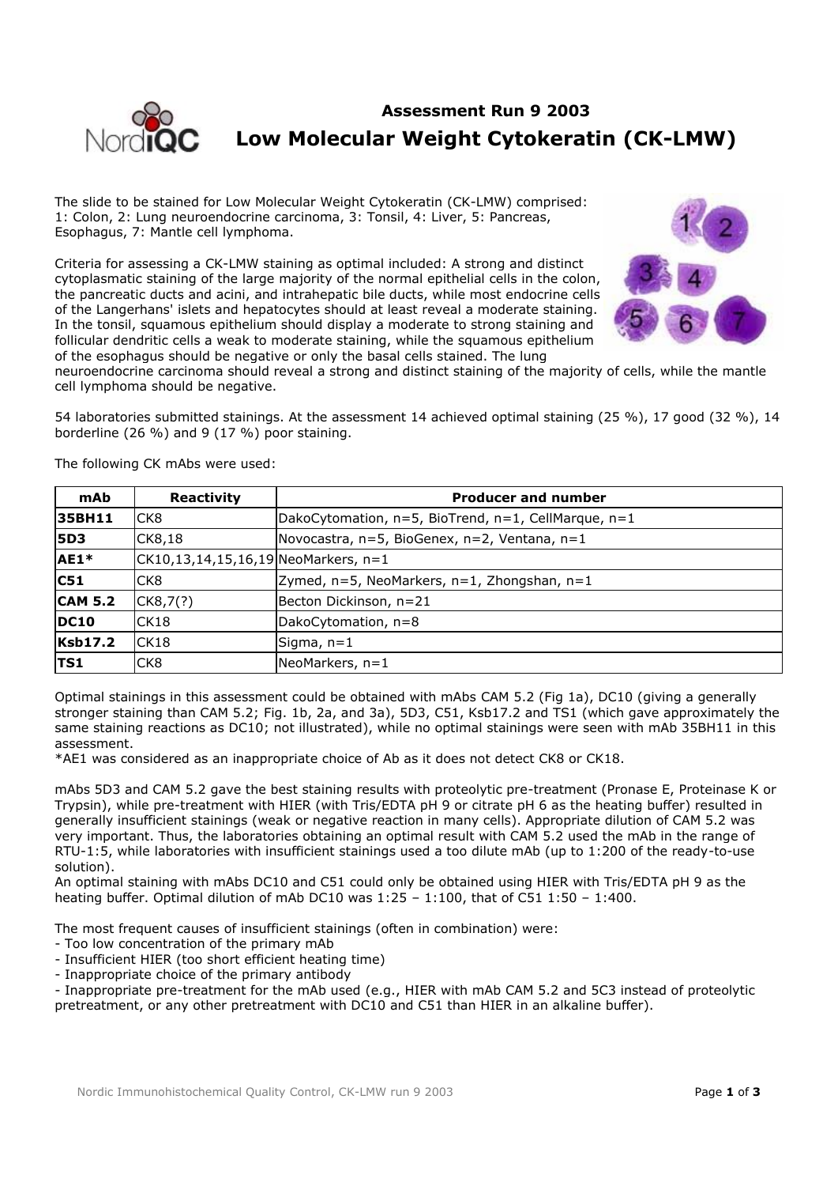# Assessment Run 9 2003

## Low Molecular Weight Cytokeratin (CK-LMW)

The slide to be stained for Low Molecular Weight Cytokeratin (CK-LMW) comprised: 1: Colon, 2: Lung neuroendocrine carcinoma, 3: Tonsil, 4: Liver, 5: Pancreas, Esophagus, 7: Mantle cell lymphoma.

Criteria for assessing a CK-LMW staining as optimal included: A strong and distinct cytoplasmatic staining of the large majority of the normal epithelial cells in the colon, the pancreatic ducts and acini, and intrahepatic bile ducts, while most endocrine cells of the Langerhans' islets and hepatocytes should at least reveal a moderate staining. In the tonsil, squamous epithelium should display a moderate to strong staining and follicular dendritic cells a weak to moderate staining, while the squamous epithelium of the esophagus should be negative or only the basal cells stained. The lung neuroendocrine carcinoma should reveal a strong and distinct staining of the majority of cells, while the mantle cell lymphoma should be negative.

54 laboratories submitted stainings. At the assessment 14 achieved optimal staining (25 %), 17 good (32 %), 14 borderline (26 %) and 9 (17 %) poor staining.

The following CK mAbs were used:

| mAb | Reactivity | Producer and number |
|---|---|---|
| **35BH11** | CK8 | DakoCytomation, n=5, BioTrend, n=1, CellMarque, n=1 |
| **5D3** | CK8,18 | Novocastra, n=5, BioGenex, n=2, Ventana, n=1 |
| **AE1*** | CK10,13,14,15,16,19 | NeoMarkers, n=1 |
| **C51** | CK8 | Zymed, n=5, NeoMarkers, n=1, Zhongshan, n=1 |
| **CAM 5.2** | CK8,7(?) | Becton Dickinson, n=21 |
| **DC10** | CK18 | DakoCytomation, n=8 |
| **Ksb17.2** | CK18 | Sigma, n=1 |
| **TS1** | CK8 | NeoMarkers, n=1 |

Optimal stainings in this assessment could be obtained with mAbs CAM 5.2 (Fig 1a), DC10 (giving a generally stronger staining than CAM 5.2; Fig. 1b, 2a, and 3a), 5D3, C51, Ksb17.2 and TS1 (which gave approximately the same staining reactions as DC10; not illustrated), while no optimal stainings were seen with mAb 35BH11 in this assessment.

*AE1 was considered as an inappropriate choice of Ab as it does not detect CK8 or CK18.

mAbs 5D3 and CAM 5.2 gave the best staining results with proteolytic pre-treatment (Pronase E, Proteinase K or Trypsin), while pre-treatment with HIER (with Tris/EDTA pH 9 or citrate pH 6 as the heating buffer) resulted in generally insufficient stainings (weak or negative reaction in many cells). Appropriate dilution of CAM 5.2 was very important. Thus, the laboratories obtaining an optimal result with CAM 5.2 used the mAb in the range of RTU-1:5, while laboratories with insufficient stainings used a too dilute mAb (up to 1:200 of the ready-to-use solution).

An optimal staining with mAbs DC10 and C51 could only be obtained using HIER with Tris/EDTA pH 9 as the heating buffer. Optimal dilution of mAb DC10 was 1:25 – 1:100, that of C51 1:50 – 1:400.

The most frequent causes of insufficient stainings (often in combination) were:
- Too low concentration of the primary mAb
- Insufficient HIER (too short efficient heating time)
- Inappropriate choice of the primary antibody
- Inappropriate pre-treatment for the mAb used (e.g., HIER with mAb CAM 5.2 and 5C3 instead of proteolytic pretreatment, or any other pretreatment with DC10 and C51 than HIER in an alkaline buffer).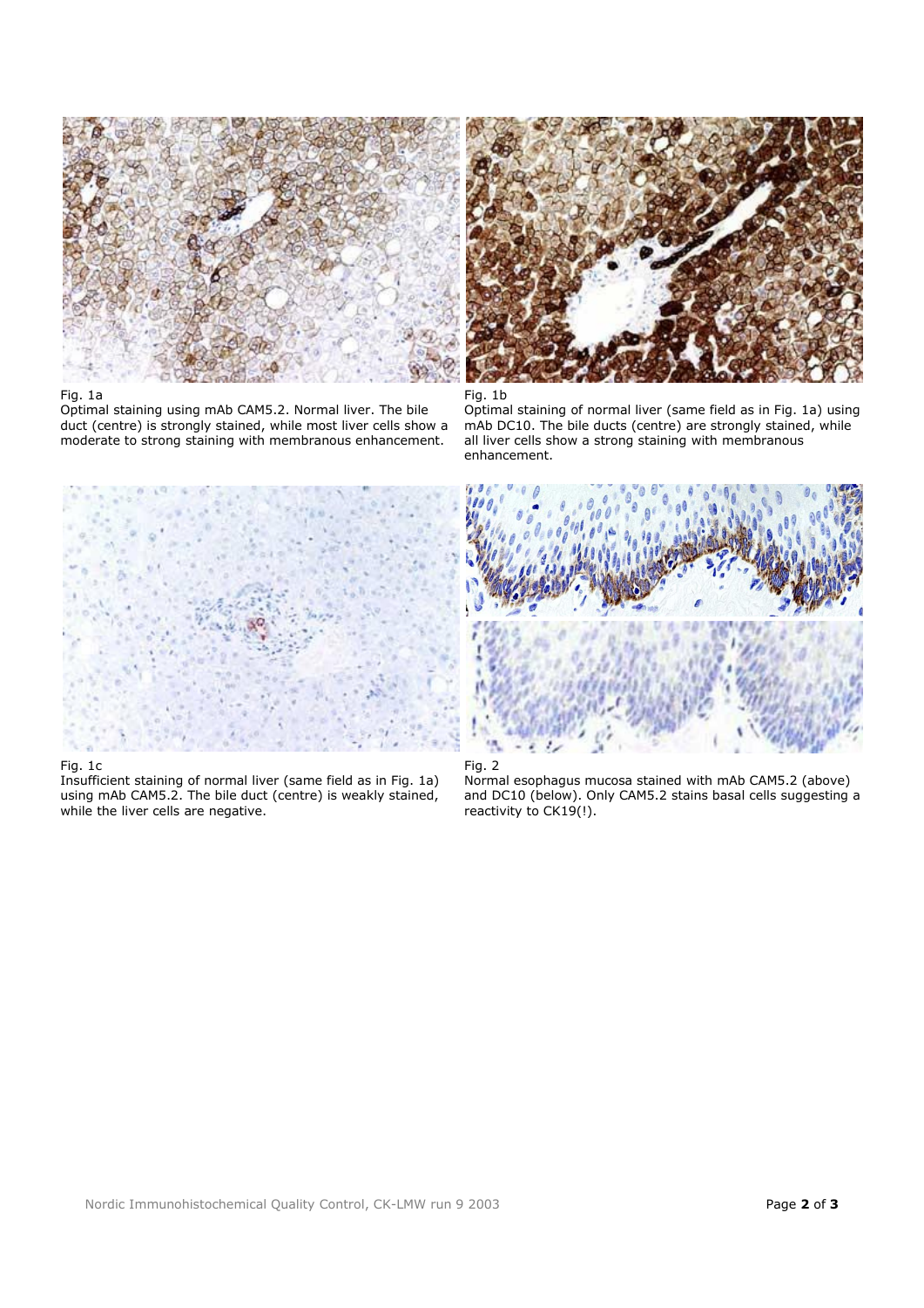Fig. 1a
Optimal staining using mAb CAM5.2. Normal liver. The bile duct (centre) is strongly stained, while most liver cells show a moderate to strong staining with membranous enhancement.

Fig. 1b
Optimal staining of normal liver (same field as in Fig. 1a) using mAb DC10. The bile ducts (centre) are strongly stained, while all liver cells show a strong staining with membranous enhancement.

Fig. 1c
Insufficient staining of normal liver (same field as in Fig. 1a) using mAb CAM5.2. The bile duct (centre) is weakly stained, while the liver cells are negative.

Fig. 2
Normal esophagus mucosa stained with mAb CAM5.2 (above) and DC10 (below). Only CAM5.2 stains basal cells suggesting a reactivity to CK19(!).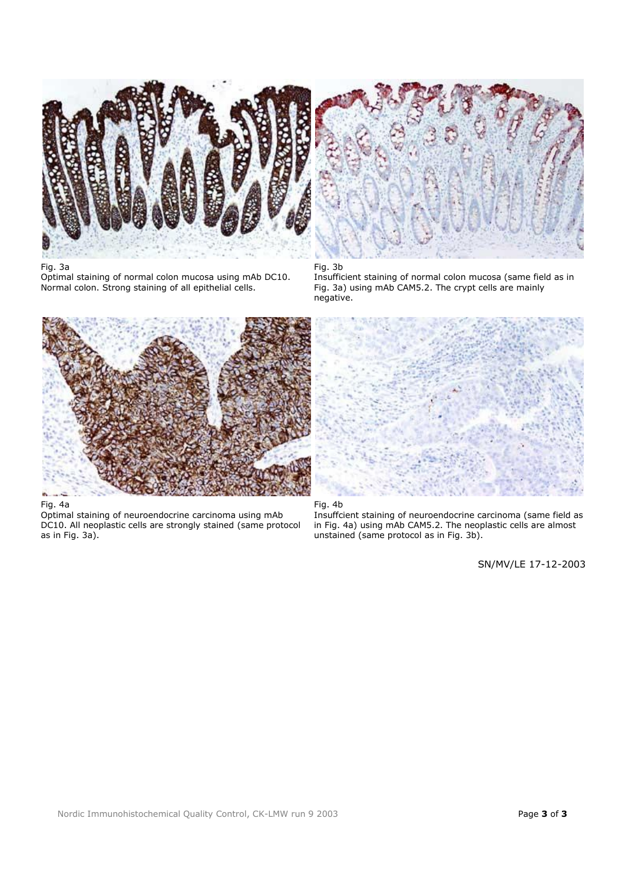Fig. 3a
Optimal staining of normal colon mucosa using mAb DC10. Normal colon. Strong staining of all epithelial cells.

Fig. 3b
Insufficient staining of normal colon mucosa (same field as in Fig. 3a) using mAb CAM5.2. The crypt cells are mainly negative.

Fig. 4a
Optimal staining of neuroendocrine carcinoma using mAb DC10. All neoplastic cells are strongly stained (same protocol as in Fig. 3a).

Fig. 4b
Insuffcient staining of neuroendocrine carcinoma (same field as in Fig. 4a) using mAb CAM5.2. The neoplastic cells are almost unstained (same protocol as in Fig. 3b).

SN/MV/LE 17-12-2003